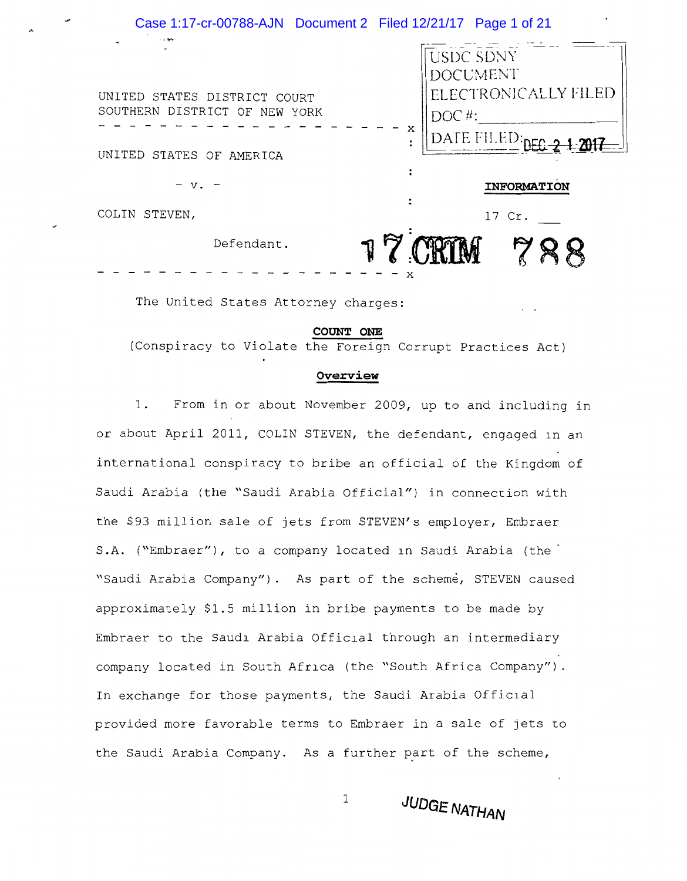USDC SDNY
DOCUMENT
ELECTRONICALLY FILED
DOC #: 
DATE FILED: DEC 2 1 2017

UNITED STATES DISTRICT COURT
SOUTHERN DISTRICT OF NEW YORK

- - - - - - - - - - - - - - - - - - - - - - x

UNITED STATES OF AMERICA

- v. -

COLIN STEVEN,

Defendant.

- - - - - - - - - - - - - - - - - - - - - - x

**INFORMATION**

17 Cr. ___

17 CRIM 788

The United States Attorney charges:

**COUNT ONE**

(Conspiracy to Violate the Foreign Corrupt Practices Act)

**Overview**

1. From in or about November 2009, up to and including in or about April 2011, COLIN STEVEN, the defendant, engaged in an international conspiracy to bribe an official of the Kingdom of Saudi Arabia (the "Saudi Arabia Official") in connection with the $93 million sale of jets from STEVEN's employer, Embraer S.A. ("Embraer"), to a company located in Saudi Arabia (the "Saudi Arabia Company"). As part of the scheme, STEVEN caused approximately $1.5 million in bribe payments to be made by Embraer to the Saudi Arabia Official through an intermediary company located in South Africa (the "South Africa Company"). In exchange for those payments, the Saudi Arabia Official provided more favorable terms to Embraer in a sale of jets to the Saudi Arabia Company. As a further part of the scheme,

JUDGE NATHAN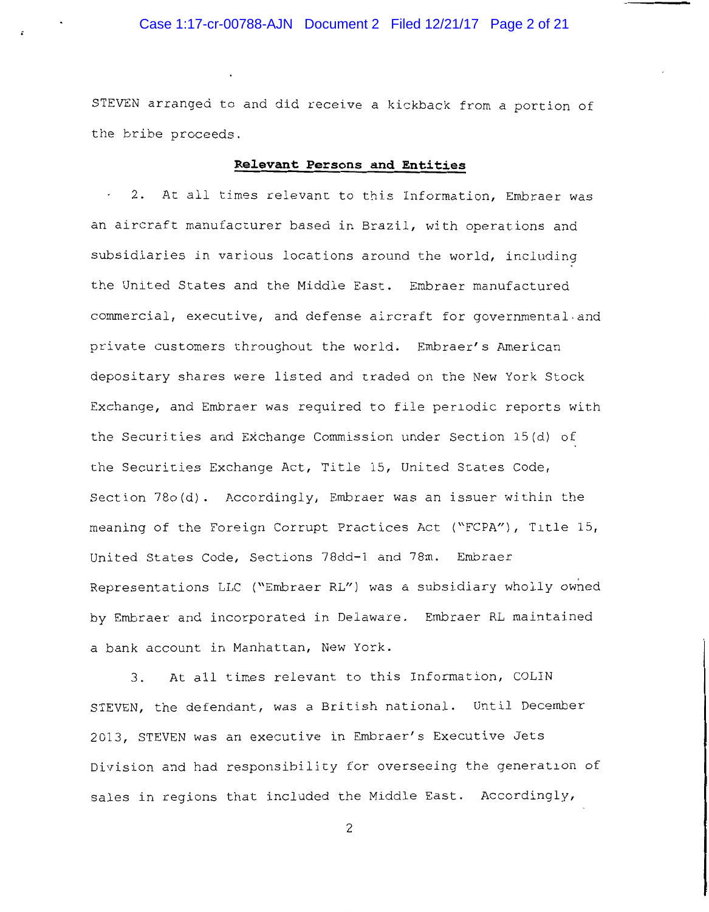STEVEN arranged to and did receive a kickback from a portion of the bribe proceeds.

**Relevant Persons and Entities**

2. At all times relevant to this Information, Embraer was an aircraft manufacturer based in Brazil, with operations and subsidiaries in various locations around the world, including the United States and the Middle East. Embraer manufactured commercial, executive, and defense aircraft for governmental and private customers throughout the world. Embraer's American depositary shares were listed and traded on the New York Stock Exchange, and Embraer was required to file periodic reports with the Securities and Exchange Commission under Section 15(d) of the Securities Exchange Act, Title 15, United States Code, Section 78o(d). Accordingly, Embraer was an issuer within the meaning of the Foreign Corrupt Practices Act ("FCPA"), Title 15, United States Code, Sections 78dd-1 and 78m. Embraer Representations LLC ("Embraer RL") was a subsidiary wholly owned by Embraer and incorporated in Delaware. Embraer RL maintained a bank account in Manhattan, New York.

3. At all times relevant to this Information, COLIN STEVEN, the defendant, was a British national. Until December 2013, STEVEN was an executive in Embraer's Executive Jets Division and had responsibility for overseeing the generation of sales in regions that included the Middle East. Accordingly,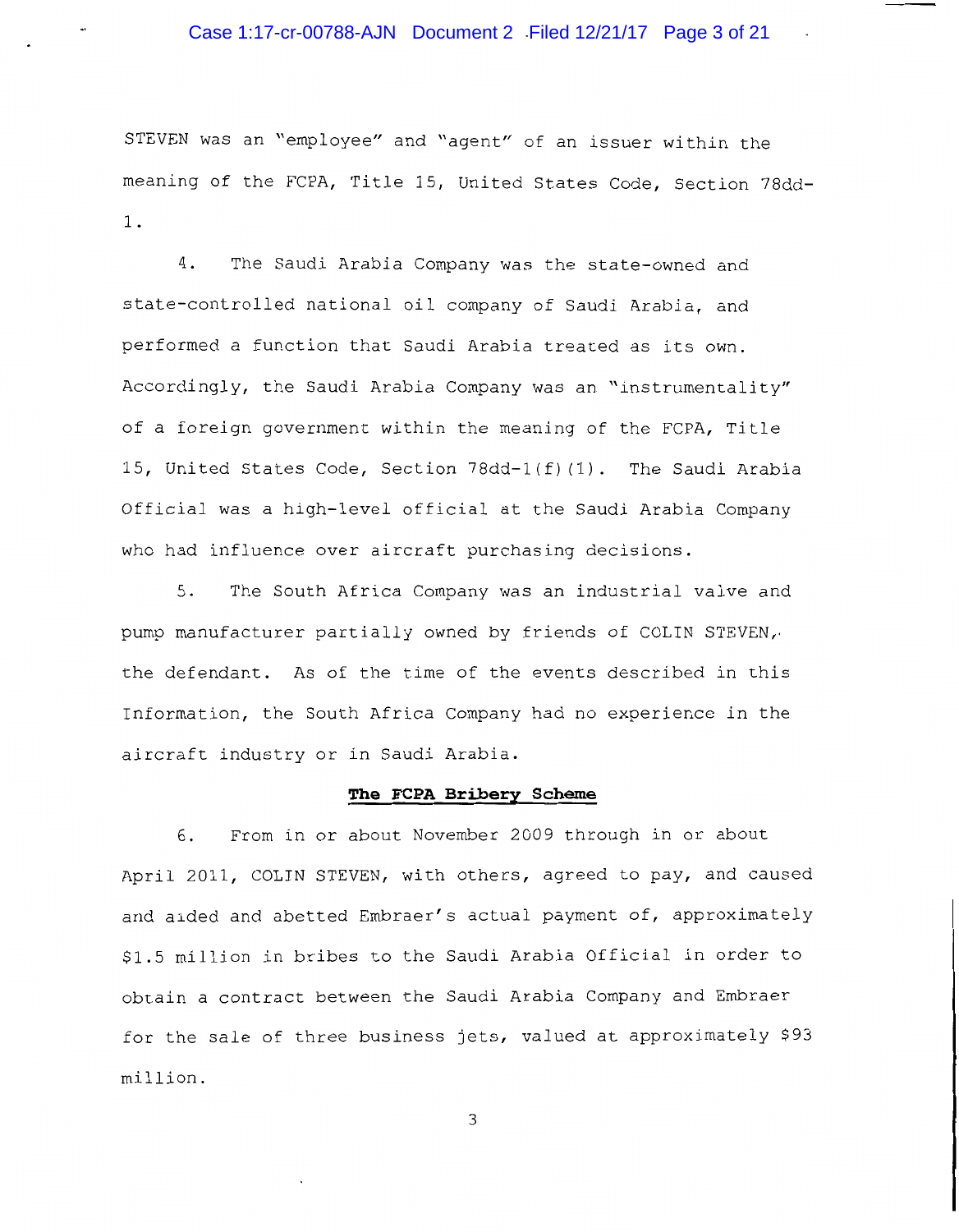STEVEN was an "employee" and "agent" of an issuer within the meaning of the FCPA, Title 15, United States Code, Section 78dd-1.

4. The Saudi Arabia Company was the state-owned and state-controlled national oil company of Saudi Arabia, and performed a function that Saudi Arabia treated as its own. Accordingly, the Saudi Arabia Company was an "instrumentality" of a foreign government within the meaning of the FCPA, Title 15, United States Code, Section 78dd-1(f)(1). The Saudi Arabia Official was a high-level official at the Saudi Arabia Company who had influence over aircraft purchasing decisions.

5. The South Africa Company was an industrial valve and pump manufacturer partially owned by friends of COLIN STEVEN, the defendant. As of the time of the events described in this Information, the South Africa Company had no experience in the aircraft industry or in Saudi Arabia.

**The FCPA Bribery Scheme**

6. From in or about November 2009 through in or about April 2011, COLIN STEVEN, with others, agreed to pay, and caused and aided and abetted Embraer's actual payment of, approximately $1.5 million in bribes to the Saudi Arabia Official in order to obtain a contract between the Saudi Arabia Company and Embraer for the sale of three business jets, valued at approximately $93 million.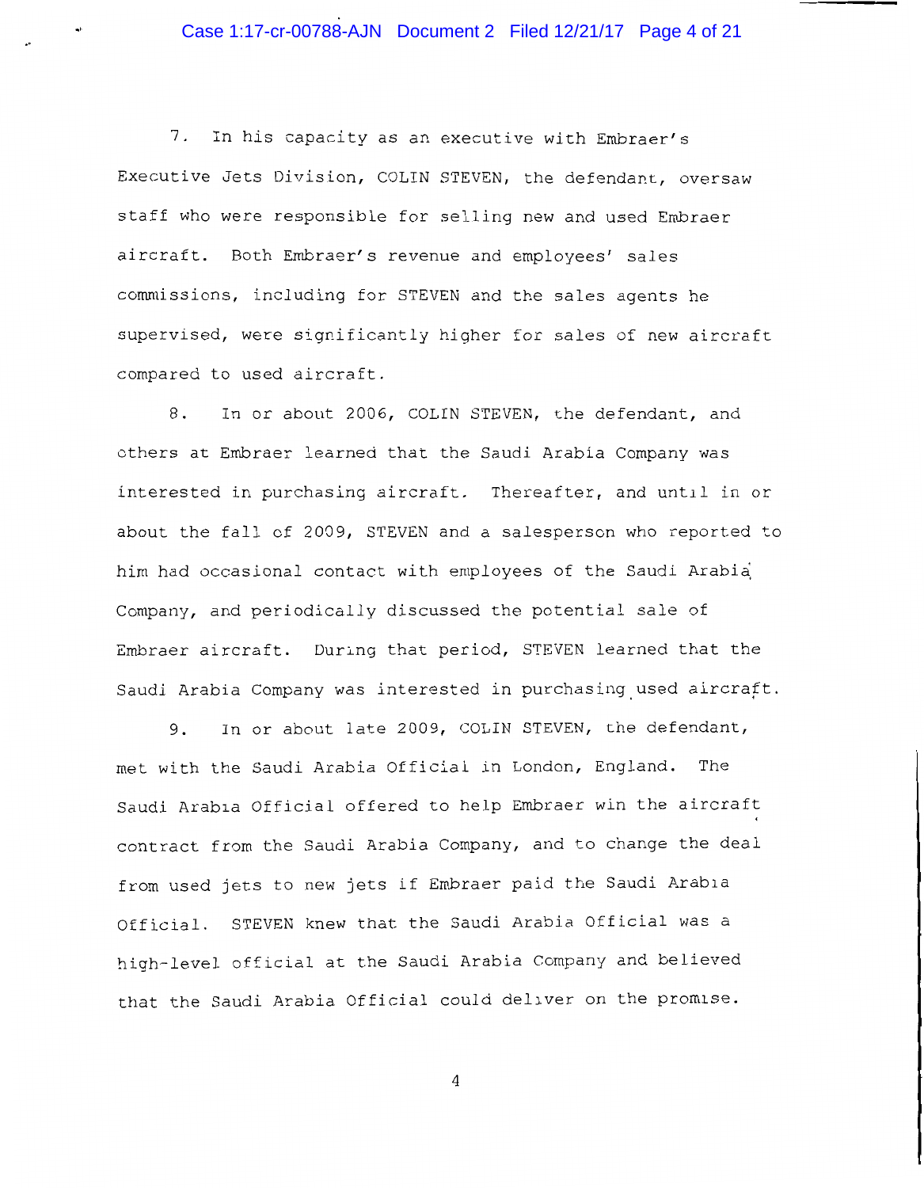7. In his capacity as an executive with Embraer's Executive Jets Division, COLIN STEVEN, the defendant, oversaw staff who were responsible for selling new and used Embraer aircraft. Both Embraer's revenue and employees' sales commissions, including for STEVEN and the sales agents he supervised, were significantly higher for sales of new aircraft compared to used aircraft.

8. In or about 2006, COLIN STEVEN, the defendant, and others at Embraer learned that the Saudi Arabia Company was interested in purchasing aircraft. Thereafter, and until in or about the fall of 2009, STEVEN and a salesperson who reported to him had occasional contact with employees of the Saudi Arabia Company, and periodically discussed the potential sale of Embraer aircraft. During that period, STEVEN learned that the Saudi Arabia Company was interested in purchasing used aircraft.

9. In or about late 2009, COLIN STEVEN, the defendant, met with the Saudi Arabia Official in London, England. The Saudi Arabia Official offered to help Embraer win the aircraft contract from the Saudi Arabia Company, and to change the deal from used jets to new jets if Embraer paid the Saudi Arabia Official. STEVEN knew that the Saudi Arabia Official was a high-level official at the Saudi Arabia Company and believed that the Saudi Arabia Official could deliver on the promise.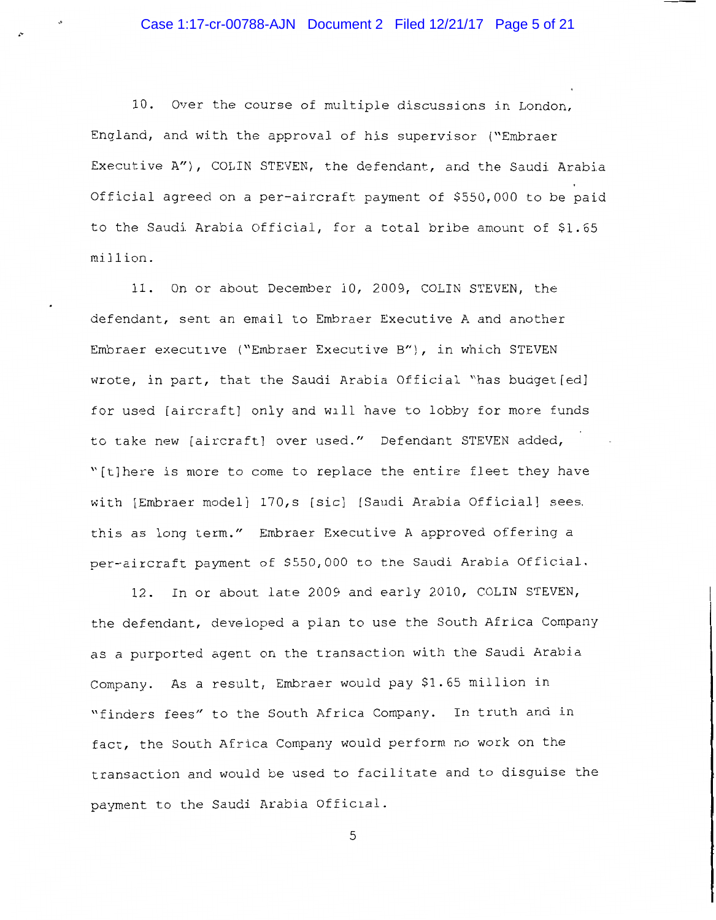10. Over the course of multiple discussions in London, England, and with the approval of his supervisor ("Embraer Executive A"), COLIN STEVEN, the defendant, and the Saudi Arabia Official agreed on a per-aircraft payment of $550,000 to be paid to the Saudi Arabia Official, for a total bribe amount of $1.65 million.

11. On or about December 10, 2009, COLIN STEVEN, the defendant, sent an email to Embraer Executive A and another Embraer executive ("Embraer Executive B"), in which STEVEN wrote, in part, that the Saudi Arabia Official "has budget[ed] for used [aircraft] only and will have to lobby for more funds to take new [aircraft] over used." Defendant STEVEN added, "[t]here is more to come to replace the entire fleet they have with [Embraer model] 170,s [sic] [Saudi Arabia Official] sees this as long term." Embraer Executive A approved offering a per-aircraft payment of $550,000 to the Saudi Arabia Official.

12. In or about late 2009 and early 2010, COLIN STEVEN, the defendant, developed a plan to use the South Africa Company as a purported agent on the transaction with the Saudi Arabia Company. As a result, Embraer would pay $1.65 million in "finders fees" to the South Africa Company. In truth and in fact, the South Africa Company would perform no work on the transaction and would be used to facilitate and to disguise the payment to the Saudi Arabia Official.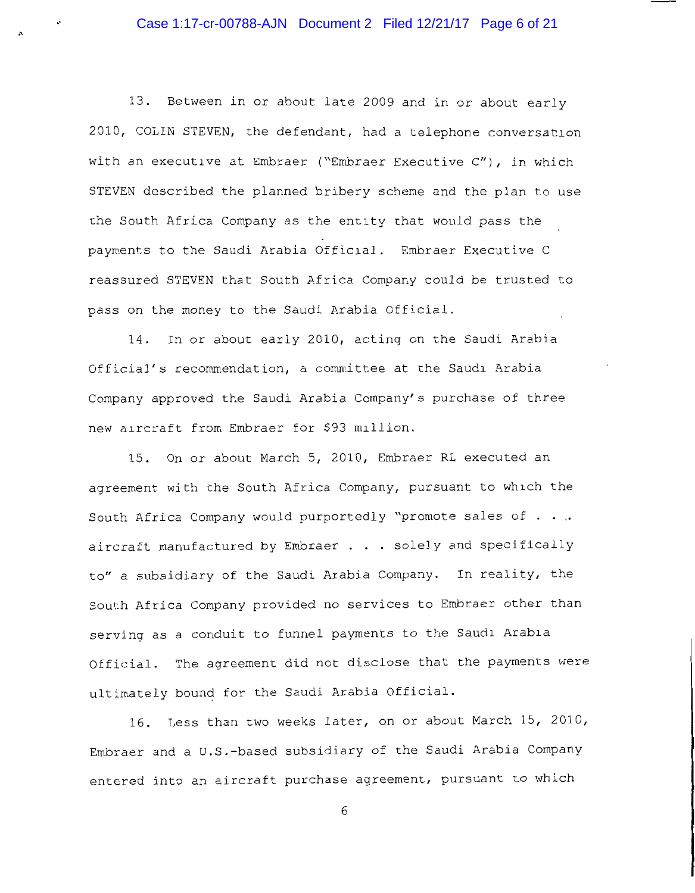13. Between in or about late 2009 and in or about early 2010, COLIN STEVEN, the defendant, had a telephone conversation with an executive at Embraer ("Embraer Executive C"), in which STEVEN described the planned bribery scheme and the plan to use the South Africa Company as the entity that would pass the payments to the Saudi Arabia Official. Embraer Executive C reassured STEVEN that South Africa Company could be trusted to pass on the money to the Saudi Arabia Official.

14. In or about early 2010, acting on the Saudi Arabia Official's recommendation, a committee at the Saudi Arabia Company approved the Saudi Arabia Company's purchase of three new aircraft from Embraer for $93 million.

15. On or about March 5, 2010, Embraer RL executed an agreement with the South Africa Company, pursuant to which the South Africa Company would purportedly "promote sales of . . . aircraft manufactured by Embraer . . . solely and specifically to" a subsidiary of the Saudi Arabia Company. In reality, the South Africa Company provided no services to Embraer other than serving as a conduit to funnel payments to the Saudi Arabia Official. The agreement did not disclose that the payments were ultimately bound for the Saudi Arabia Official.

16. Less than two weeks later, on or about March 15, 2010, Embraer and a U.S.-based subsidiary of the Saudi Arabia Company entered into an aircraft purchase agreement, pursuant to which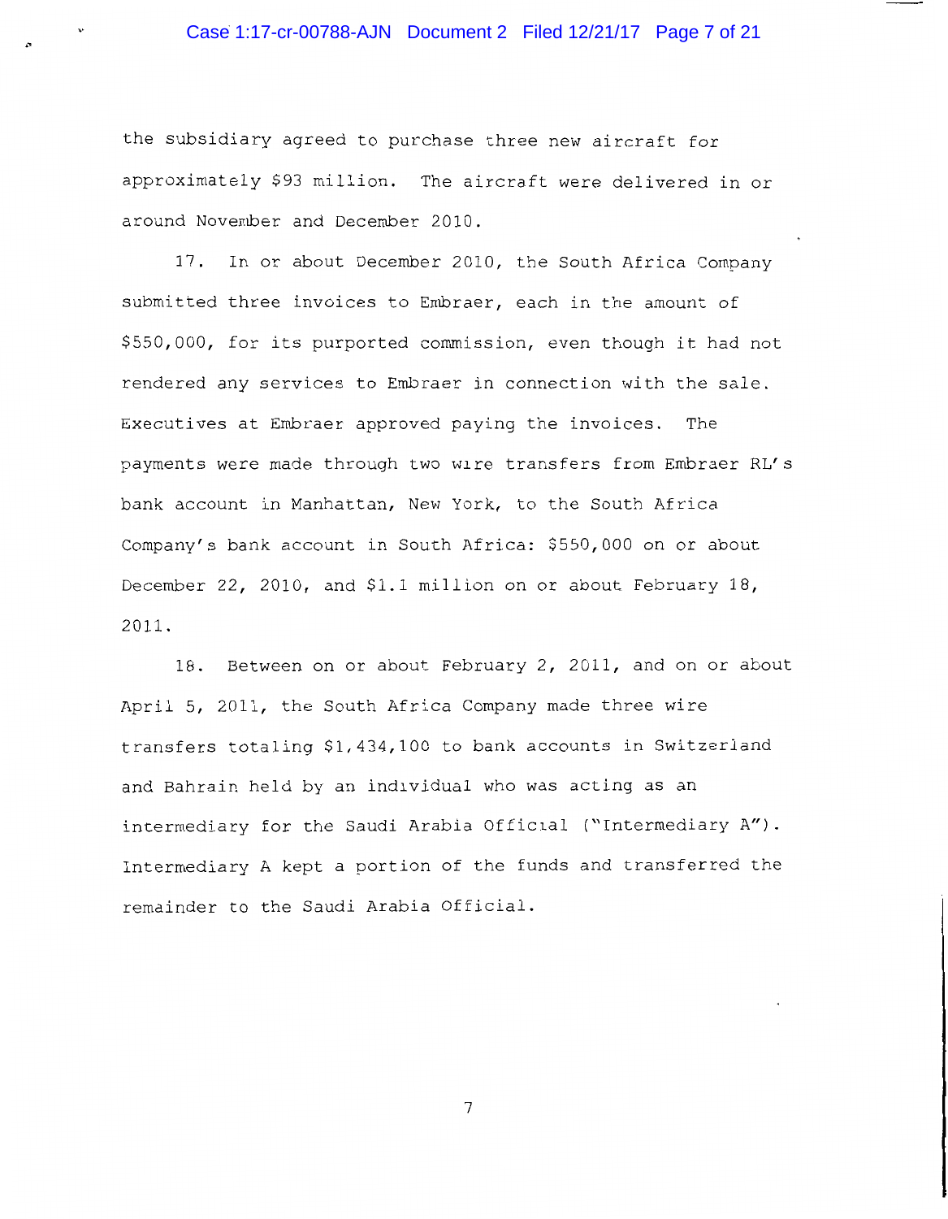the subsidiary agreed to purchase three new aircraft for approximately $93 million. The aircraft were delivered in or around November and December 2010.

17. In or about December 2010, the South Africa Company submitted three invoices to Embraer, each in the amount of $550,000, for its purported commission, even though it had not rendered any services to Embraer in connection with the sale. Executives at Embraer approved paying the invoices. The payments were made through two wire transfers from Embraer RL's bank account in Manhattan, New York, to the South Africa Company's bank account in South Africa: $550,000 on or about December 22, 2010, and $1.1 million on or about February 18, 2011.

18. Between on or about February 2, 2011, and on or about April 5, 2011, the South Africa Company made three wire transfers totaling $1,434,100 to bank accounts in Switzerland and Bahrain held by an individual who was acting as an intermediary for the Saudi Arabia Official ("Intermediary A"). Intermediary A kept a portion of the funds and transferred the remainder to the Saudi Arabia Official.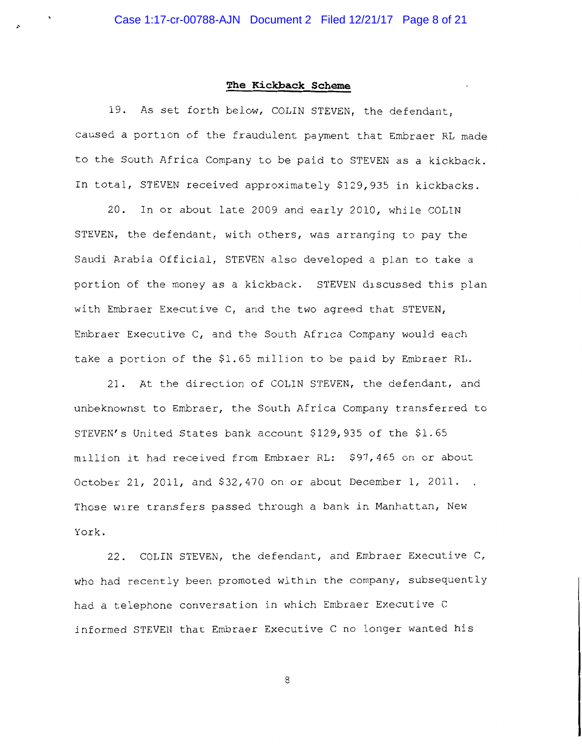## The Kickback Scheme

19. As set forth below, COLIN STEVEN, the defendant, caused a portion of the fraudulent payment that Embraer RL made to the South Africa Company to be paid to STEVEN as a kickback. In total, STEVEN received approximately $129,935 in kickbacks.

20. In or about late 2009 and early 2010, while COLIN STEVEN, the defendant, with others, was arranging to pay the Saudi Arabia Official, STEVEN also developed a plan to take a portion of the money as a kickback. STEVEN discussed this plan with Embraer Executive C, and the two agreed that STEVEN, Embraer Executive C, and the South Africa Company would each take a portion of the $1.65 million to be paid by Embraer RL.

21. At the direction of COLIN STEVEN, the defendant, and unbeknownst to Embraer, the South Africa Company transferred to STEVEN's United States bank account $129,935 of the $1.65 million it had received from Embraer RL: $97,465 on or about October 21, 2011, and $32,470 on or about December 1, 2011. Those wire transfers passed through a bank in Manhattan, New York.

22. COLIN STEVEN, the defendant, and Embraer Executive C, who had recently been promoted within the company, subsequently had a telephone conversation in which Embraer Executive C informed STEVEN that Embraer Executive C no longer wanted his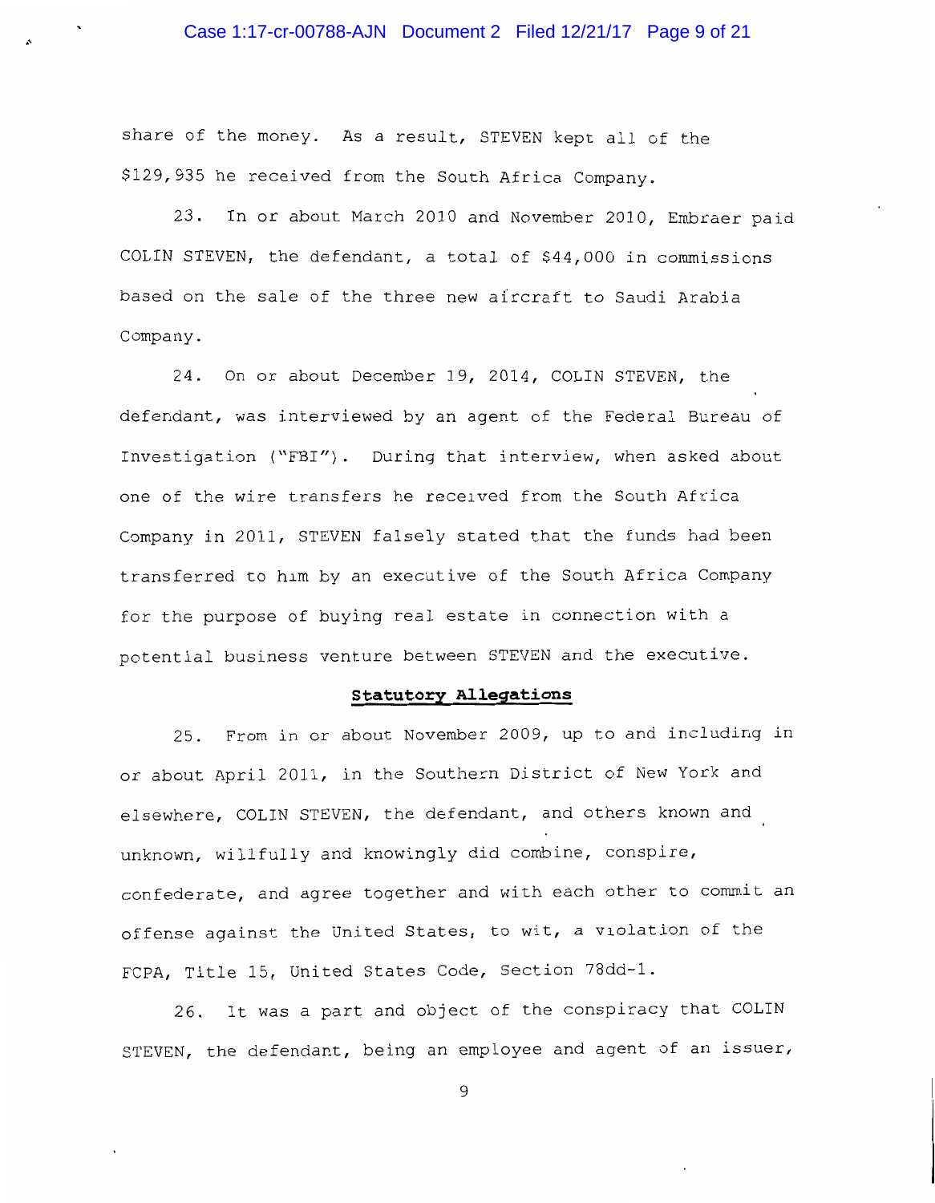share of the money. As a result, STEVEN kept all of the $129,935 he received from the South Africa Company.

23. In or about March 2010 and November 2010, Embraer paid COLIN STEVEN, the defendant, a total of $44,000 in commissions based on the sale of the three new aircraft to Saudi Arabia Company.

24. On or about December 19, 2014, COLIN STEVEN, the defendant, was interviewed by an agent of the Federal Bureau of Investigation ("FBI"). During that interview, when asked about one of the wire transfers he received from the South Africa Company in 2011, STEVEN falsely stated that the funds had been transferred to him by an executive of the South Africa Company for the purpose of buying real estate in connection with a potential business venture between STEVEN and the executive.

**Statutory Allegations**

25. From in or about November 2009, up to and including in or about April 2011, in the Southern District of New York and elsewhere, COLIN STEVEN, the defendant, and others known and unknown, willfully and knowingly did combine, conspire, confederate, and agree together and with each other to commit an offense against the United States, to wit, a violation of the FCPA, Title 15, United States Code, Section 78dd-1.

26. It was a part and object of the conspiracy that COLIN STEVEN, the defendant, being an employee and agent of an issuer,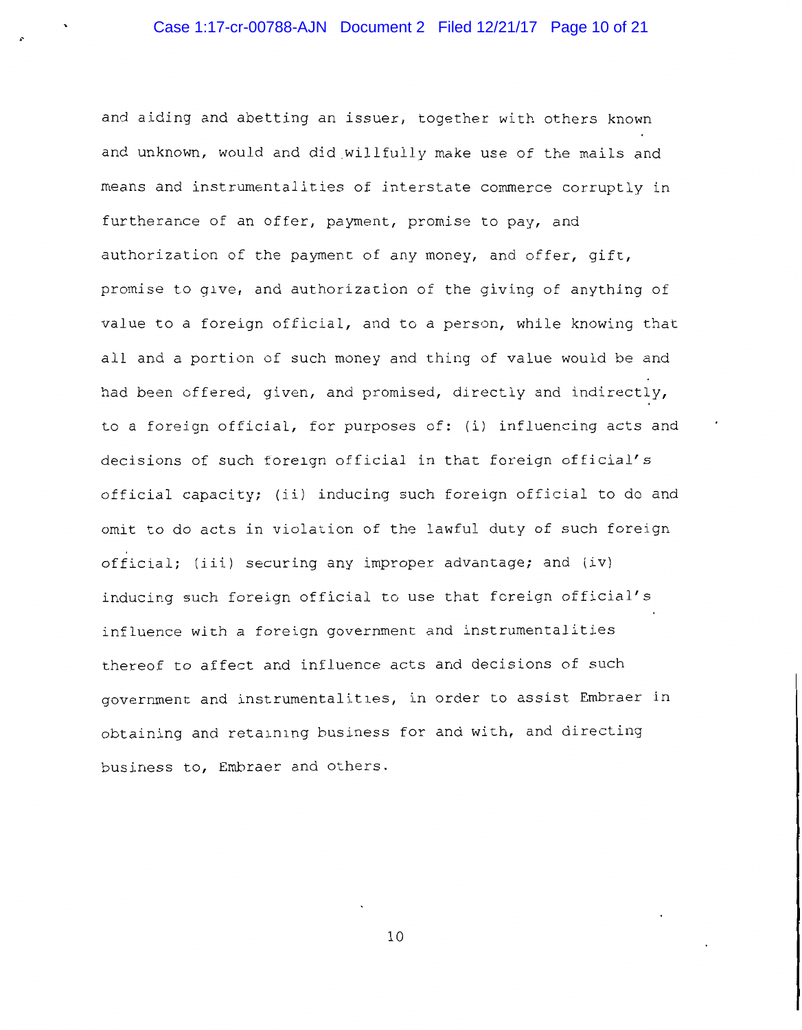and aiding and abetting an issuer, together with others known and unknown, would and did willfully make use of the mails and means and instrumentalities of interstate commerce corruptly in furtherance of an offer, payment, promise to pay, and authorization of the payment of any money, and offer, gift, promise to give, and authorization of the giving of anything of value to a foreign official, and to a person, while knowing that all and a portion of such money and thing of value would be and had been offered, given, and promised, directly and indirectly, to a foreign official, for purposes of: (i) influencing acts and decisions of such foreign official in that foreign official's official capacity; (ii) inducing such foreign official to do and omit to do acts in violation of the lawful duty of such foreign official; (iii) securing any improper advantage; and (iv) inducing such foreign official to use that foreign official's influence with a foreign government and instrumentalities thereof to affect and influence acts and decisions of such government and instrumentalities, in order to assist Embraer in obtaining and retaining business for and with, and directing business to, Embraer and others.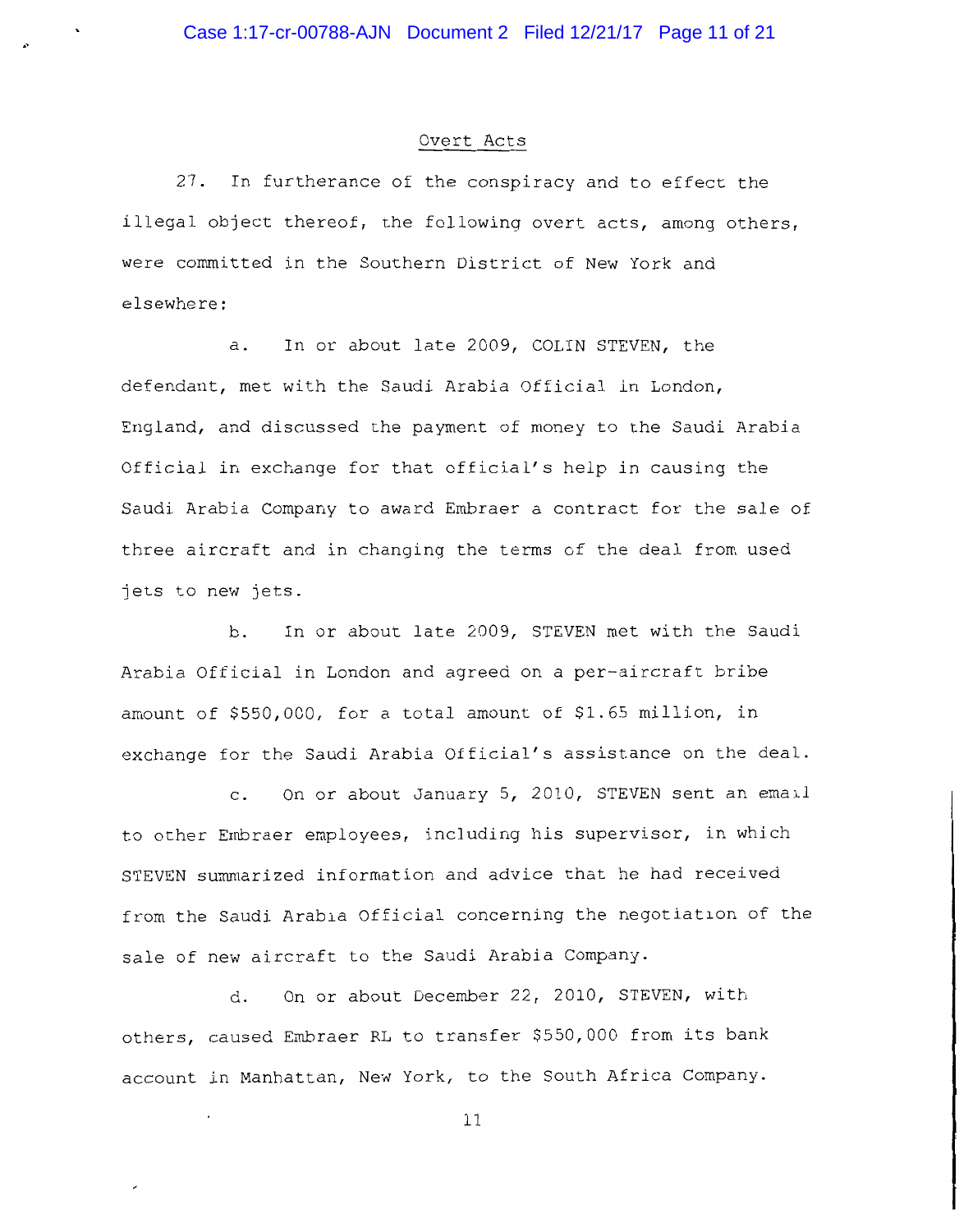## Overt Acts

27. In furtherance of the conspiracy and to effect the illegal object thereof, the following overt acts, among others, were committed in the Southern District of New York and elsewhere:

a. In or about late 2009, COLIN STEVEN, the defendant, met with the Saudi Arabia Official in London, England, and discussed the payment of money to the Saudi Arabia Official in exchange for that official's help in causing the Saudi Arabia Company to award Embraer a contract for the sale of three aircraft and in changing the terms of the deal from used jets to new jets.

b. In or about late 2009, STEVEN met with the Saudi Arabia Official in London and agreed on a per-aircraft bribe amount of $550,000, for a total amount of $1.65 million, in exchange for the Saudi Arabia Official's assistance on the deal.

c. On or about January 5, 2010, STEVEN sent an email to other Embraer employees, including his supervisor, in which STEVEN summarized information and advice that he had received from the Saudi Arabia Official concerning the negotiation of the sale of new aircraft to the Saudi Arabia Company.

d. On or about December 22, 2010, STEVEN, with others, caused Embraer RL to transfer $550,000 from its bank account in Manhattan, New York, to the South Africa Company.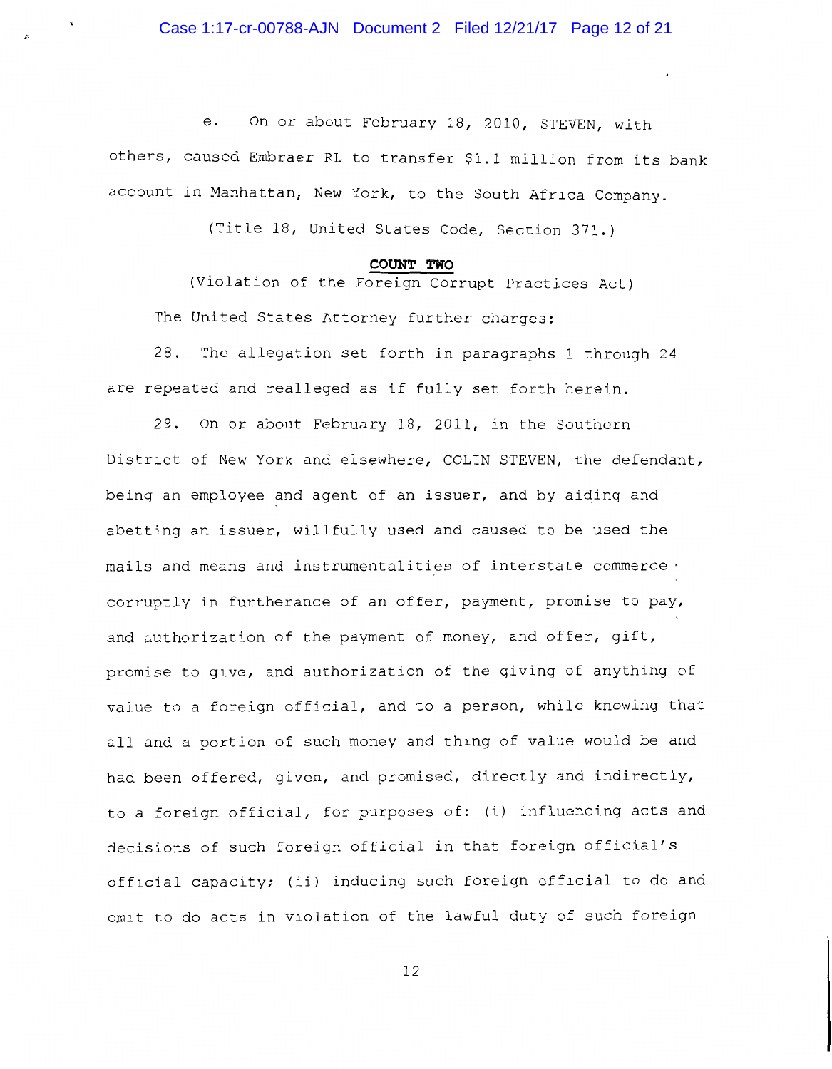e. On or about February 18, 2010, STEVEN, with others, caused Embraer RL to transfer $1.1 million from its bank account in Manhattan, New York, to the South Africa Company.

(Title 18, United States Code, Section 371.)

**COUNT TWO**

(Violation of the Foreign Corrupt Practices Act)

The United States Attorney further charges:

28. The allegation set forth in paragraphs 1 through 24 are repeated and realleged as if fully set forth herein.

29. On or about February 18, 2011, in the Southern District of New York and elsewhere, COLIN STEVEN, the defendant, being an employee and agent of an issuer, and by aiding and abetting an issuer, willfully used and caused to be used the mails and means and instrumentalities of interstate commerce corruptly in furtherance of an offer, payment, promise to pay, and authorization of the payment of money, and offer, gift, promise to give, and authorization of the giving of anything of value to a foreign official, and to a person, while knowing that all and a portion of such money and thing of value would be and had been offered, given, and promised, directly and indirectly, to a foreign official, for purposes of: (i) influencing acts and decisions of such foreign official in that foreign official's official capacity; (ii) inducing such foreign official to do and omit to do acts in violation of the lawful duty of such foreign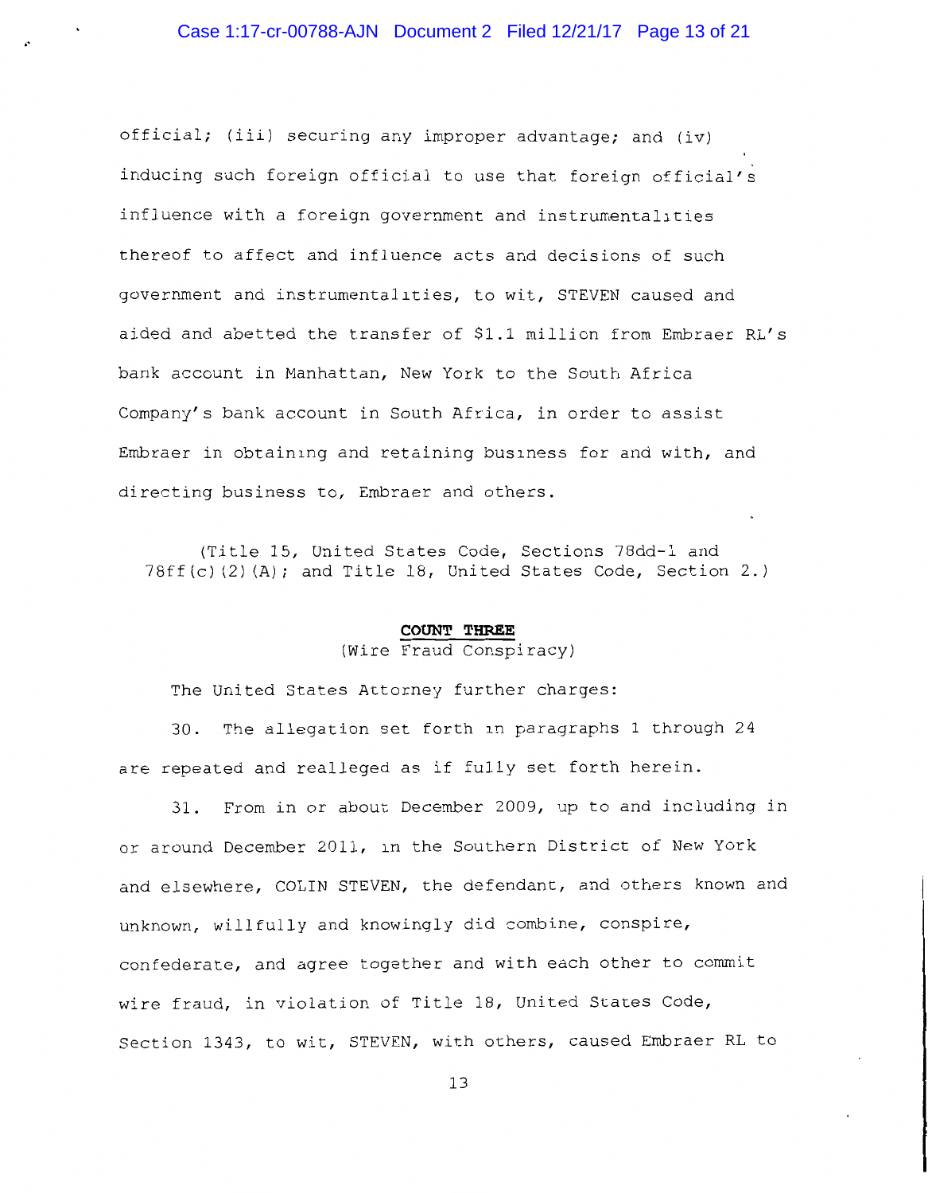official; (iii) securing any improper advantage; and (iv) inducing such foreign official to use that foreign official's influence with a foreign government and instrumentalities thereof to affect and influence acts and decisions of such government and instrumentalities, to wit, STEVEN caused and aided and abetted the transfer of $1.1 million from Embraer RL's bank account in Manhattan, New York to the South Africa Company's bank account in South Africa, in order to assist Embraer in obtaining and retaining business for and with, and directing business to, Embraer and others.

(Title 15, United States Code, Sections 78dd-1 and 78ff(c)(2)(A); and Title 18, United States Code, Section 2.)

**COUNT THREE**

(Wire Fraud Conspiracy)

The United States Attorney further charges:

30. The allegation set forth in paragraphs 1 through 24 are repeated and realleged as if fully set forth herein.

31. From in or about December 2009, up to and including in or around December 2011, in the Southern District of New York and elsewhere, COLIN STEVEN, the defendant, and others known and unknown, willfully and knowingly did combine, conspire, confederate, and agree together and with each other to commit wire fraud, in violation of Title 18, United States Code, Section 1343, to wit, STEVEN, with others, caused Embraer RL to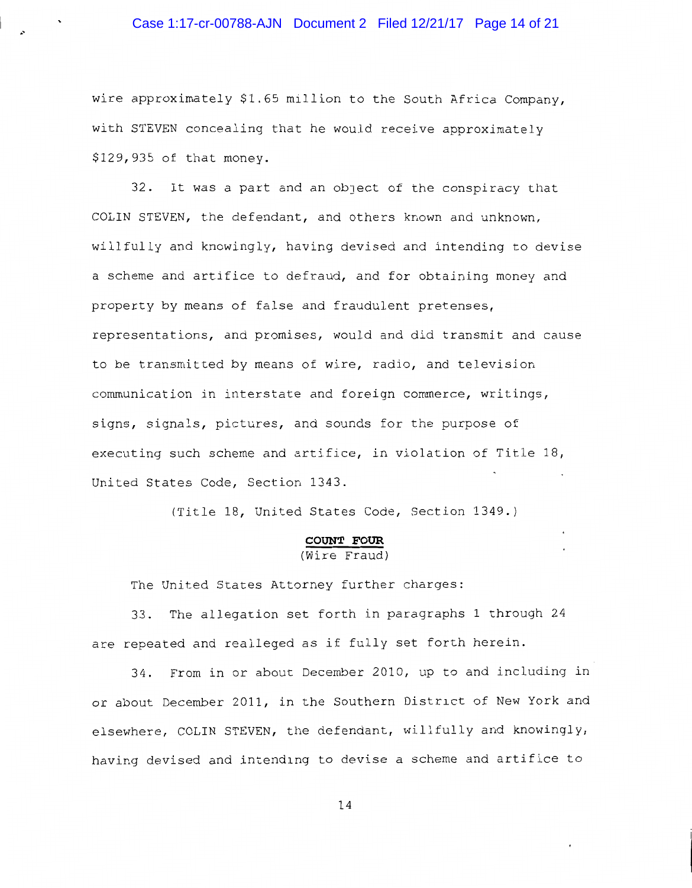wire approximately $1.65 million to the South Africa Company, with STEVEN concealing that he would receive approximately $129,935 of that money.

32. It was a part and an object of the conspiracy that COLIN STEVEN, the defendant, and others known and unknown, willfully and knowingly, having devised and intending to devise a scheme and artifice to defraud, and for obtaining money and property by means of false and fraudulent pretenses, representations, and promises, would and did transmit and cause to be transmitted by means of wire, radio, and television communication in interstate and foreign commerce, writings, signs, signals, pictures, and sounds for the purpose of executing such scheme and artifice, in violation of Title 18, United States Code, Section 1343.

(Title 18, United States Code, Section 1349.)

**COUNT FOUR**
(Wire Fraud)

The United States Attorney further charges:

33. The allegation set forth in paragraphs 1 through 24 are repeated and realleged as if fully set forth herein.

34. From in or about December 2010, up to and including in or about December 2011, in the Southern District of New York and elsewhere, COLIN STEVEN, the defendant, willfully and knowingly, having devised and intending to devise a scheme and artifice to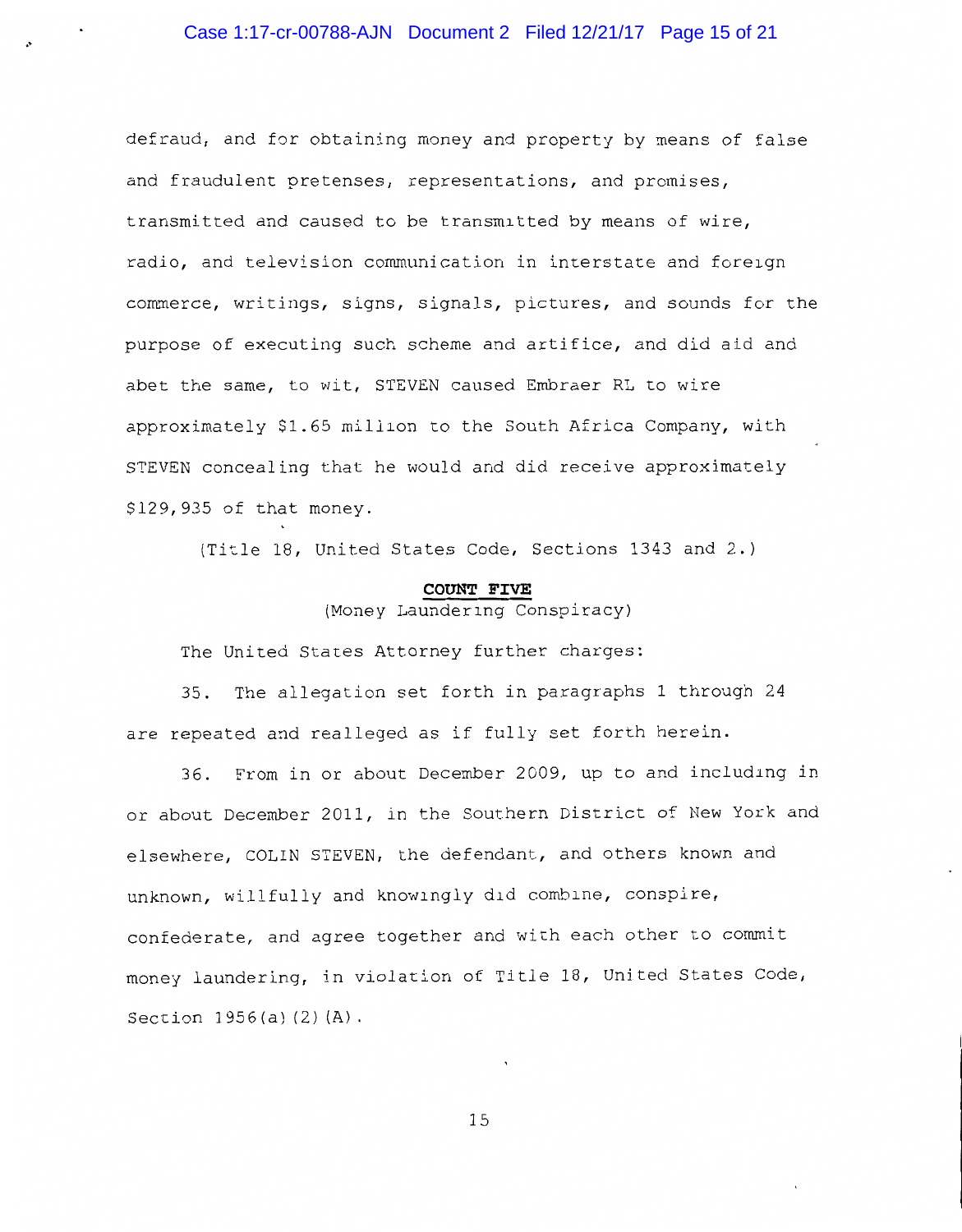defraud, and for obtaining money and property by means of false and fraudulent pretenses, representations, and promises, transmitted and caused to be transmitted by means of wire, radio, and television communication in interstate and foreign commerce, writings, signs, signals, pictures, and sounds for the purpose of executing such scheme and artifice, and did aid and abet the same, to wit, STEVEN caused Embraer RL to wire approximately $1.65 million to the South Africa Company, with STEVEN concealing that he would and did receive approximately $129,935 of that money.

(Title 18, United States Code, Sections 1343 and 2.)

**COUNT FIVE**

(Money Laundering Conspiracy)

The United States Attorney further charges:

35. The allegation set forth in paragraphs 1 through 24 are repeated and realleged as if fully set forth herein.

36. From in or about December 2009, up to and including in or about December 2011, in the Southern District of New York and elsewhere, COLIN STEVEN, the defendant, and others known and unknown, willfully and knowingly did combine, conspire, confederate, and agree together and with each other to commit money laundering, in violation of Title 18, United States Code, Section 1956(a)(2)(A).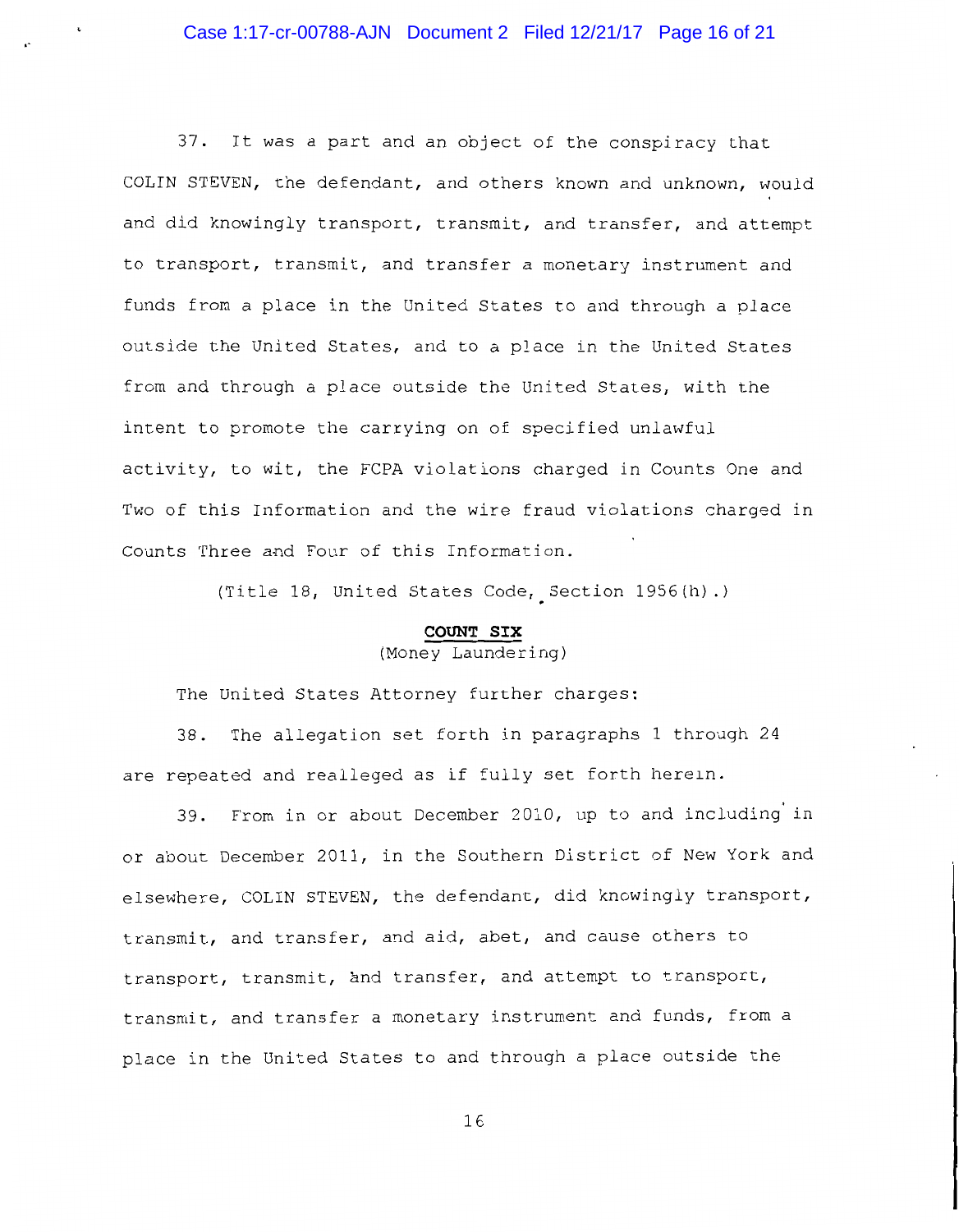37. It was a part and an object of the conspiracy that COLIN STEVEN, the defendant, and others known and unknown, would and did knowingly transport, transmit, and transfer, and attempt to transport, transmit, and transfer a monetary instrument and funds from a place in the United States to and through a place outside the United States, and to a place in the United States from and through a place outside the United States, with the intent to promote the carrying on of specified unlawful activity, to wit, the FCPA violations charged in Counts One and Two of this Information and the wire fraud violations charged in Counts Three and Four of this Information.

(Title 18, United States Code, Section 1956(h).)

**COUNT SIX**

(Money Laundering)

The United States Attorney further charges:

38. The allegation set forth in paragraphs 1 through 24 are repeated and realleged as if fully set forth herein.

39. From in or about December 2010, up to and including in or about December 2011, in the Southern District of New York and elsewhere, COLIN STEVEN, the defendant, did knowingly transport, transmit, and transfer, and aid, abet, and cause others to transport, transmit, and transfer, and attempt to transport, transmit, and transfer a monetary instrument and funds, from a place in the United States to and through a place outside the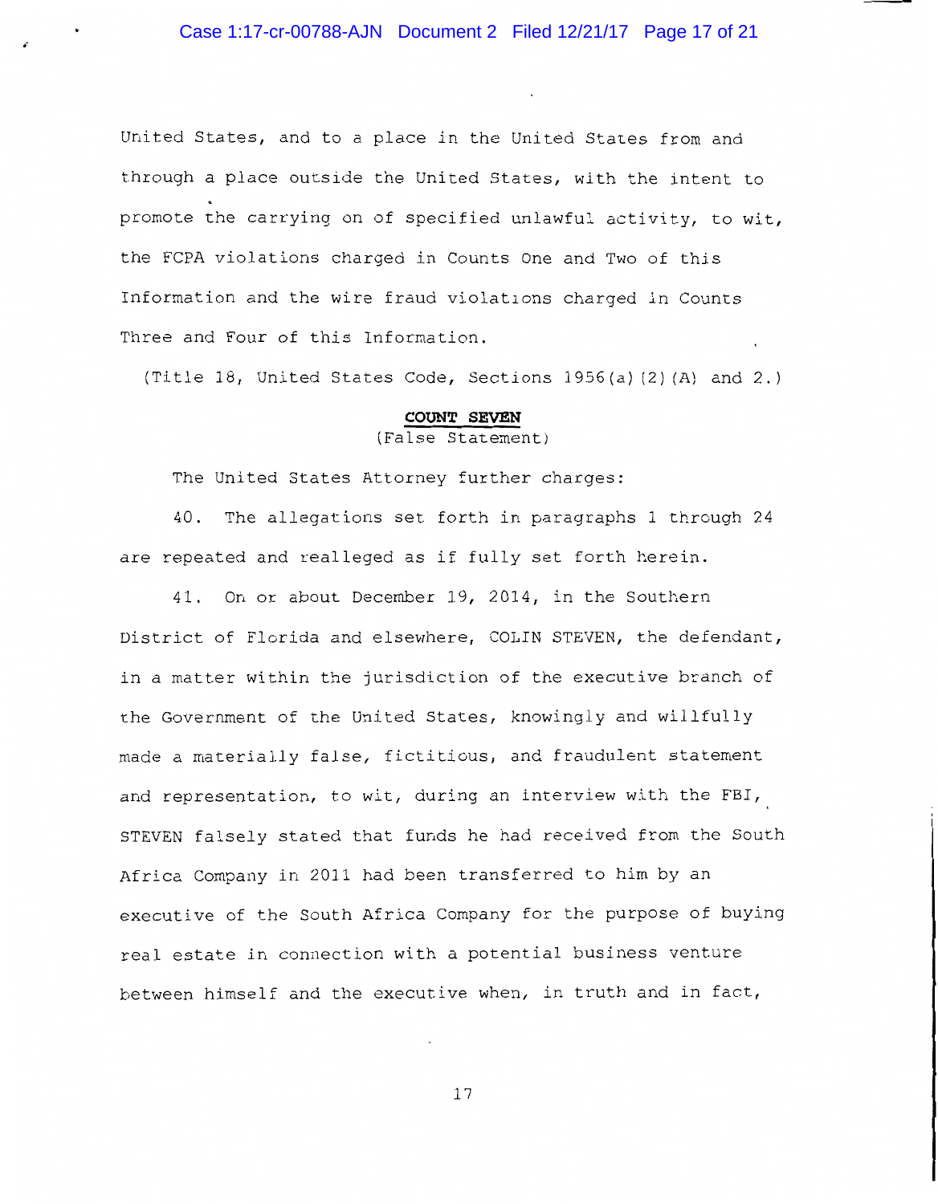United States, and to a place in the United States from and through a place outside the United States, with the intent to promote the carrying on of specified unlawful activity, to wit, the FCPA violations charged in Counts One and Two of this Information and the wire fraud violations charged in Counts Three and Four of this Information.

(Title 18, United States Code, Sections 1956(a)(2)(A) and 2.)

**COUNT SEVEN**

(False Statement)

The United States Attorney further charges:

40. The allegations set forth in paragraphs 1 through 24 are repeated and realleged as if fully set forth herein.

41. On or about December 19, 2014, in the Southern District of Florida and elsewhere, COLIN STEVEN, the defendant, in a matter within the jurisdiction of the executive branch of the Government of the United States, knowingly and willfully made a materially false, fictitious, and fraudulent statement and representation, to wit, during an interview with the FBI, STEVEN falsely stated that funds he had received from the South Africa Company in 2011 had been transferred to him by an executive of the South Africa Company for the purpose of buying real estate in connection with a potential business venture between himself and the executive when, in truth and in fact,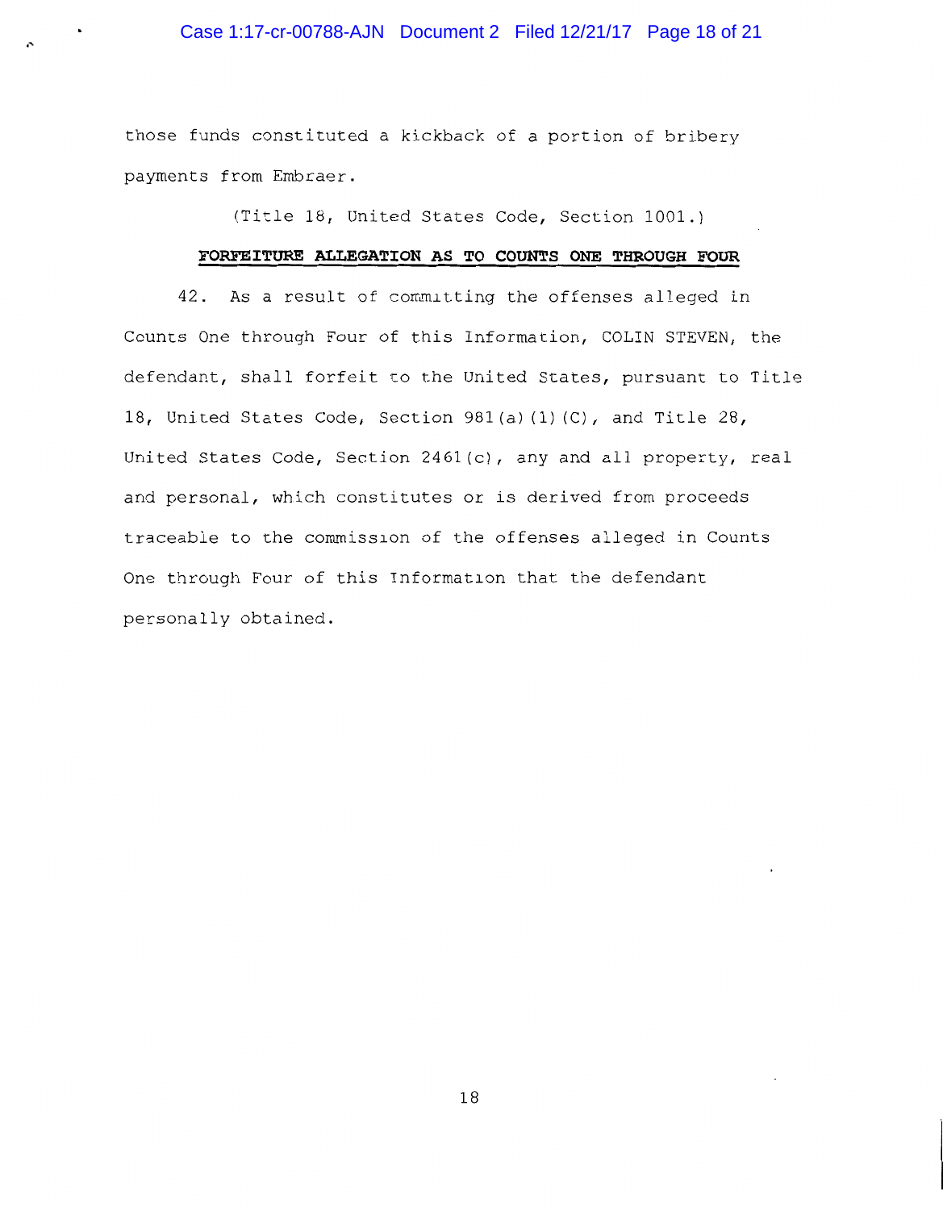those funds constituted a kickback of a portion of bribery payments from Embraer.

(Title 18, United States Code, Section 1001.)

**FORFEITURE ALLEGATION AS TO COUNTS ONE THROUGH FOUR**

42. As a result of committing the offenses alleged in Counts One through Four of this Information, COLIN STEVEN, the defendant, shall forfeit to the United States, pursuant to Title 18, United States Code, Section 981(a)(1)(C), and Title 28, United States Code, Section 2461(c), any and all property, real and personal, which constitutes or is derived from proceeds traceable to the commission of the offenses alleged in Counts One through Four of this Information that the defendant personally obtained.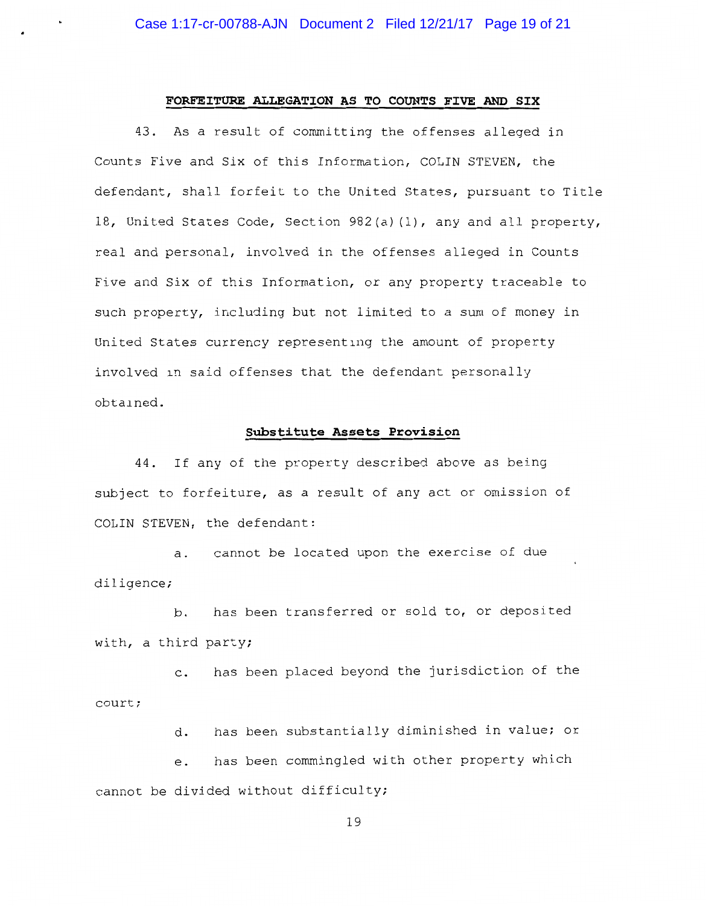## FORFEITURE ALLEGATION AS TO COUNTS FIVE AND SIX

43. As a result of committing the offenses alleged in Counts Five and Six of this Information, COLIN STEVEN, the defendant, shall forfeit to the United States, pursuant to Title 18, United States Code, Section 982(a)(1), any and all property, real and personal, involved in the offenses alleged in Counts Five and Six of this Information, or any property traceable to such property, including but not limited to a sum of money in United States currency representing the amount of property involved in said offenses that the defendant personally obtained.

### Substitute Assets Provision

44. If any of the property described above as being subject to forfeiture, as a result of any act or omission of COLIN STEVEN, the defendant:

a. cannot be located upon the exercise of due diligence;

b. has been transferred or sold to, or deposited with, a third party;

c. has been placed beyond the jurisdiction of the court;

d. has been substantially diminished in value; or

e. has been commingled with other property which cannot be divided without difficulty;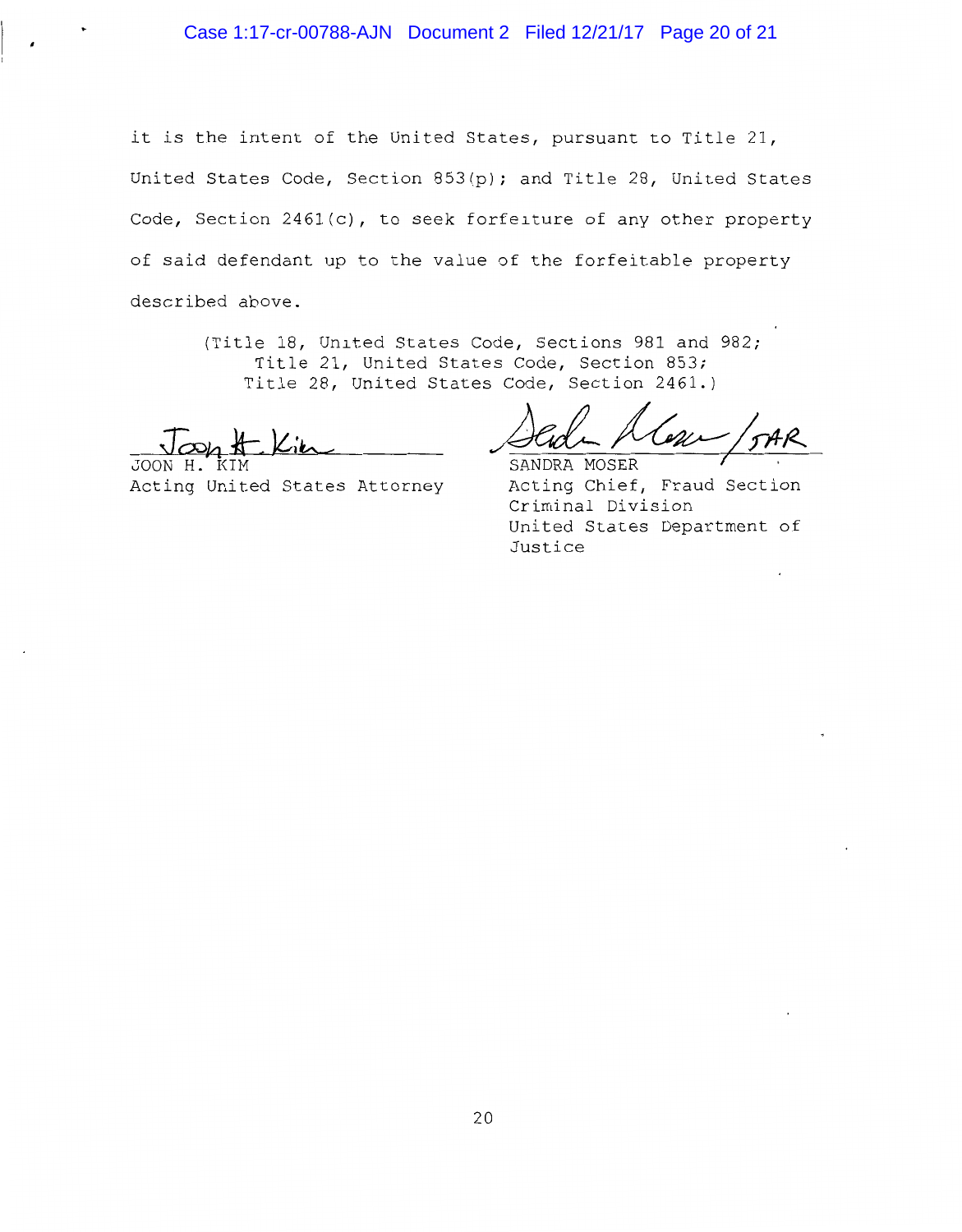it is the intent of the United States, pursuant to Title 21, United States Code, Section 853(p); and Title 28, United States Code, Section 2461(c), to seek forfeiture of any other property of said defendant up to the value of the forfeitable property described above.

(Title 18, United States Code, Sections 981 and 982;
Title 21, United States Code, Section 853;
Title 28, United States Code, Section 2461.)

JOON H. KIM
Acting United States Attorney

SANDRA MOSER /SAR
Acting Chief, Fraud Section
Criminal Division
United States Department of Justice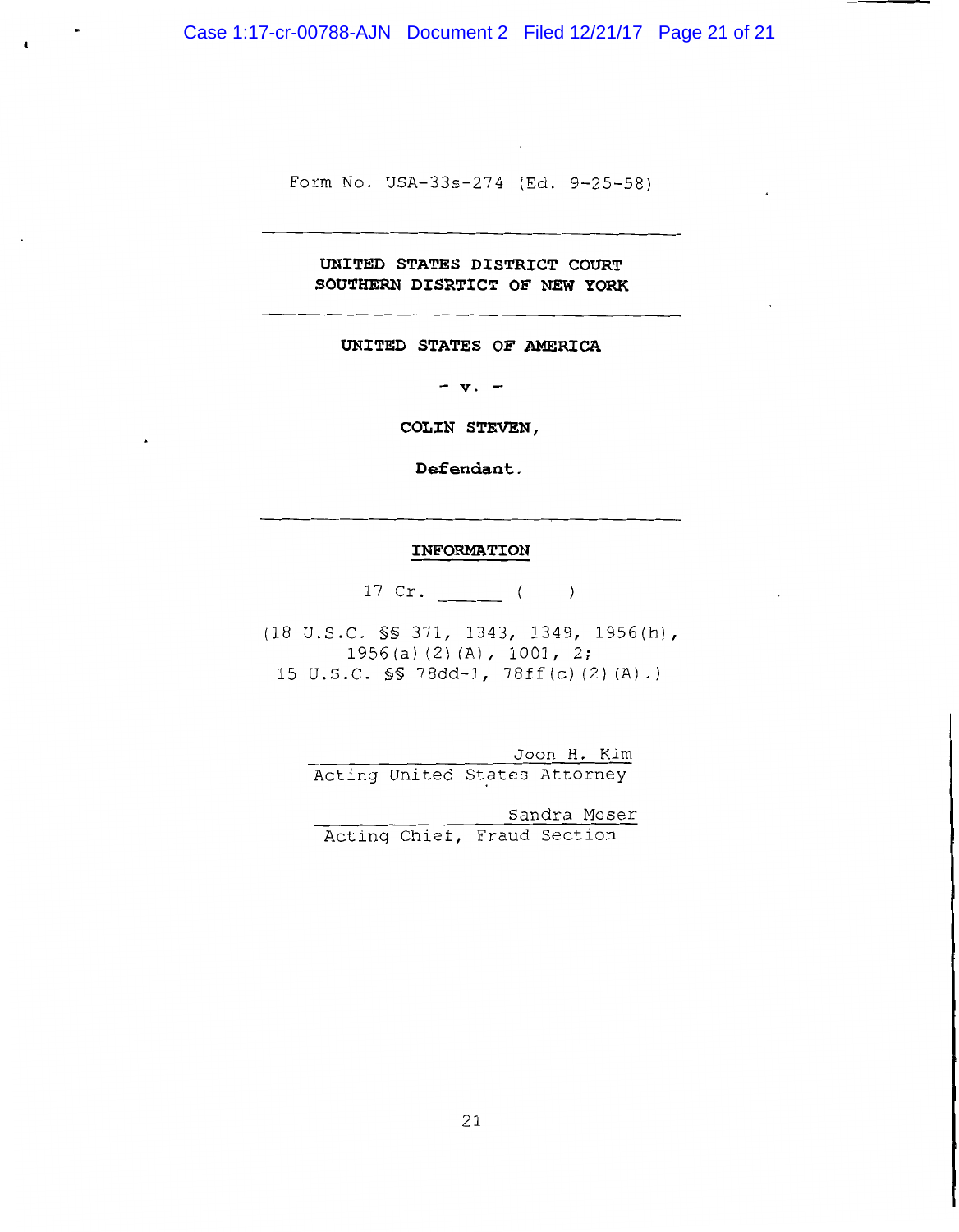Form No. USA-33s-274 (Ed. 9-25-58)

---

**UNITED STATES DISTRICT COURT**
**SOUTHERN DISRTICT OF NEW YORK**

---

**UNITED STATES OF AMERICA**

**- v. -**

**COLIN STEVEN,**

**Defendant.**

---

**INFORMATION**

17 Cr. ______ (    )

(18 U.S.C. §§ 371, 1343, 1349, 1956(h), 1956(a)(2)(A), 1001, 2; 15 U.S.C. §§ 78dd-1, 78ff(c)(2)(A).)

Joon H. Kim
Acting United States Attorney

Sandra Moser
Acting Chief, Fraud Section